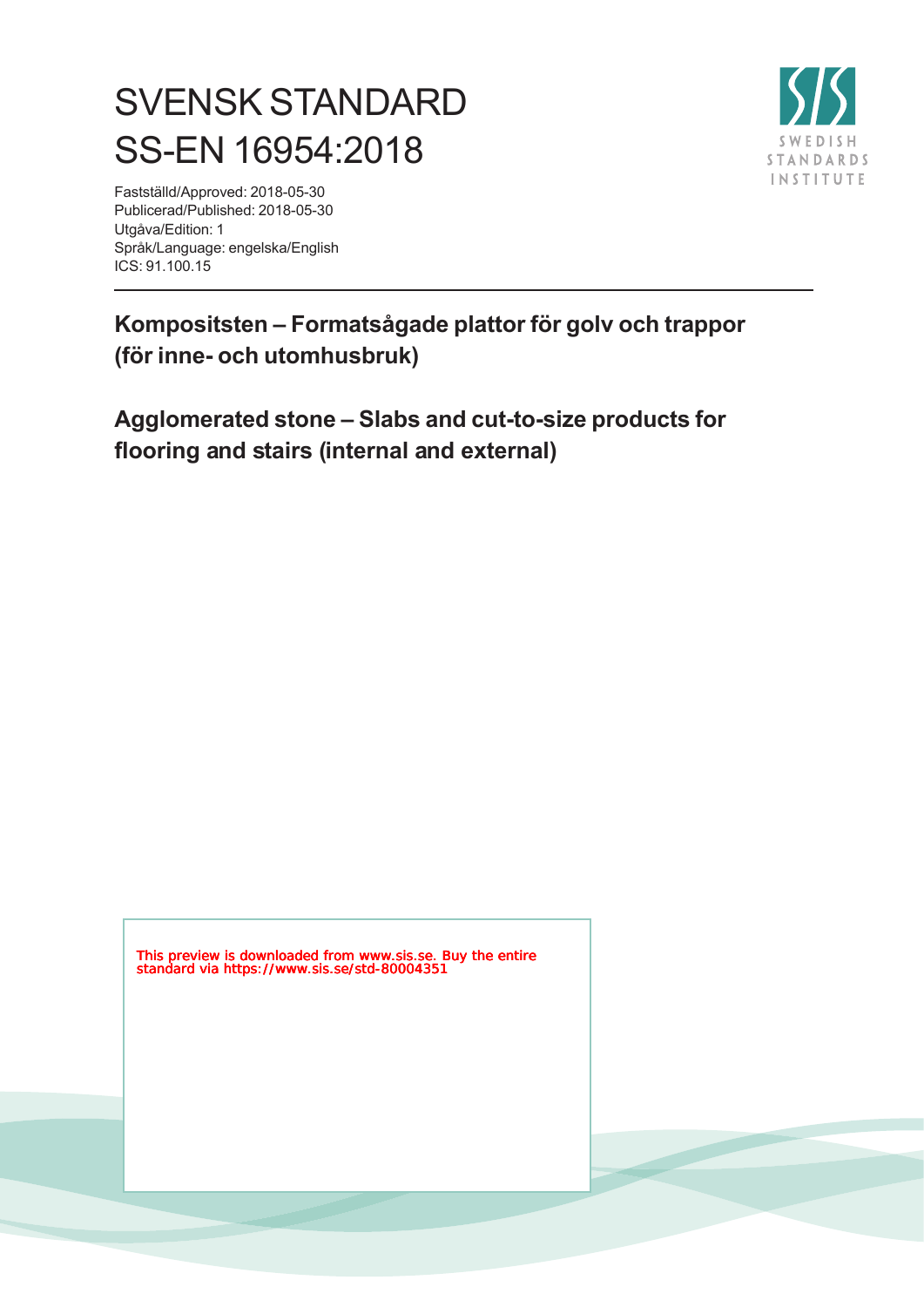# SVENSK STANDARD
# SS-EN 16954:2018

Fastställd/Approved: 2018-05-30
Publicerad/Published: 2018-05-30
Utgåva/Edition: 1
Språk/Language: engelska/English
ICS: 91.100.15

SWEDISH STANDARDS INSTITUTE

---

## Kompositsten – Formatsågade plattor för golv och trappor (för inne- och utomhusbruk)

## Agglomerated stone – Slabs and cut-to-size products for flooring and stairs (internal and external)

This preview is downloaded from www.sis.se. Buy the entire standard via https://www.sis.se/std-80004351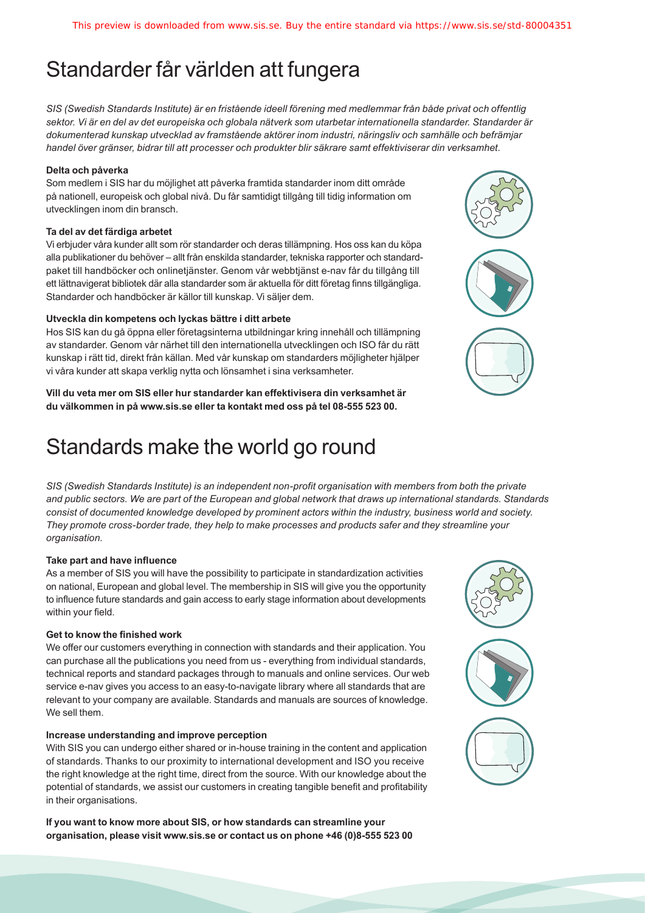# Standarder får världen att fungera

*SIS (Swedish Standards Institute) är en fristående ideell förening med medlemmar från både privat och offentlig sektor. Vi är en del av det europeiska och globala nätverk som utarbetar internationella standarder. Standarder är dokumenterad kunskap utvecklad av framstående aktörer inom industri, näringsliv och samhälle och befrämjar handel över gränser, bidrar till att processer och produkter blir säkrare samt effektiviserar din verksamhet.*

**Delta och påverka**

Som medlem i SIS har du möjlighet att påverka framtida standarder inom ditt område på nationell, europeisk och global nivå. Du får samtidigt tillgång till tidig information om utvecklingen inom din bransch.

**Ta del av det färdiga arbetet**

Vi erbjuder våra kunder allt som rör standarder och deras tillämpning. Hos oss kan du köpa alla publikationer du behöver – allt från enskilda standarder, tekniska rapporter och standardpaket till handböcker och onlinetjänster. Genom vår webbtjänst e-nav får du tillgång till ett lättnavigerat bibliotek där alla standarder som är aktuella för ditt företag finns tillgängliga. Standarder och handböcker är källor till kunskap. Vi säljer dem.

**Utveckla din kompetens och lyckas bättre i ditt arbete**

Hos SIS kan du gå öppna eller företagsinterna utbildningar kring innehåll och tillämpning av standarder. Genom vår närhet till den internationella utvecklingen och ISO får du rätt kunskap i rätt tid, direkt från källan. Med vår kunskap om standarders möjligheter hjälper vi våra kunder att skapa verklig nytta och lönsamhet i sina verksamheter.

**Vill du veta mer om SIS eller hur standarder kan effektivisera din verksamhet är du välkommen in på www.sis.se eller ta kontakt med oss på tel 08-555 523 00.**

# Standards make the world go round

*SIS (Swedish Standards Institute) is an independent non-profit organisation with members from both the private and public sectors. We are part of the European and global network that draws up international standards. Standards consist of documented knowledge developed by prominent actors within the industry, business world and society. They promote cross-border trade, they help to make processes and products safer and they streamline your organisation.*

**Take part and have influence**

As a member of SIS you will have the possibility to participate in standardization activities on national, European and global level. The membership in SIS will give you the opportunity to influence future standards and gain access to early stage information about developments within your field.

**Get to know the finished work**

We offer our customers everything in connection with standards and their application. You can purchase all the publications you need from us - everything from individual standards, technical reports and standard packages through to manuals and online services. Our web service e-nav gives you access to an easy-to-navigate library where all standards that are relevant to your company are available. Standards and manuals are sources of knowledge. We sell them.

**Increase understanding and improve perception**

With SIS you can undergo either shared or in-house training in the content and application of standards. Thanks to our proximity to international development and ISO you receive the right knowledge at the right time, direct from the source. With our knowledge about the potential of standards, we assist our customers in creating tangible benefit and profitability in their organisations.

**If you want to know more about SIS, or how standards can streamline your organisation, please visit www.sis.se or contact us on phone +46 (0)8-555 523 00**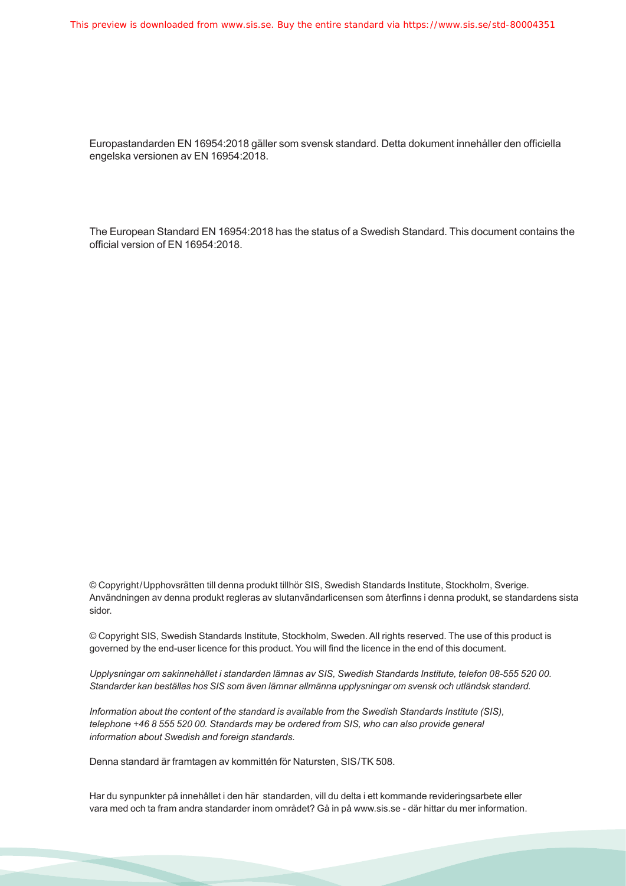Europastandarden EN 16954:2018 gäller som svensk standard. Detta dokument innehåller den officiella engelska versionen av EN 16954:2018.

The European Standard EN 16954:2018 has the status of a Swedish Standard. This document contains the official version of EN 16954:2018.

© Copyright/Upphovsrätten till denna produkt tillhör SIS, Swedish Standards Institute, Stockholm, Sverige. Användningen av denna produkt regleras av slutanvändarlicensen som återfinns i denna produkt, se standardens sista sidor.

© Copyright SIS, Swedish Standards Institute, Stockholm, Sweden. All rights reserved. The use of this product is governed by the end-user licence for this product. You will find the licence in the end of this document.

*Upplysningar om sakinnehållet i standarden lämnas av SIS, Swedish Standards Institute, telefon 08-555 520 00. Standarder kan beställas hos SIS som även lämnar allmänna upplysningar om svensk och utländsk standard.*

*Information about the content of the standard is available from the Swedish Standards Institute (SIS), telephone +46 8 555 520 00. Standards may be ordered from SIS, who can also provide general information about Swedish and foreign standards.*

Denna standard är framtagen av kommittén för Natursten, SIS/TK 508.

Har du synpunkter på innehållet i den här standarden, vill du delta i ett kommande revideringsarbete eller vara med och ta fram andra standarder inom området? Gå in på www.sis.se - där hittar du mer information.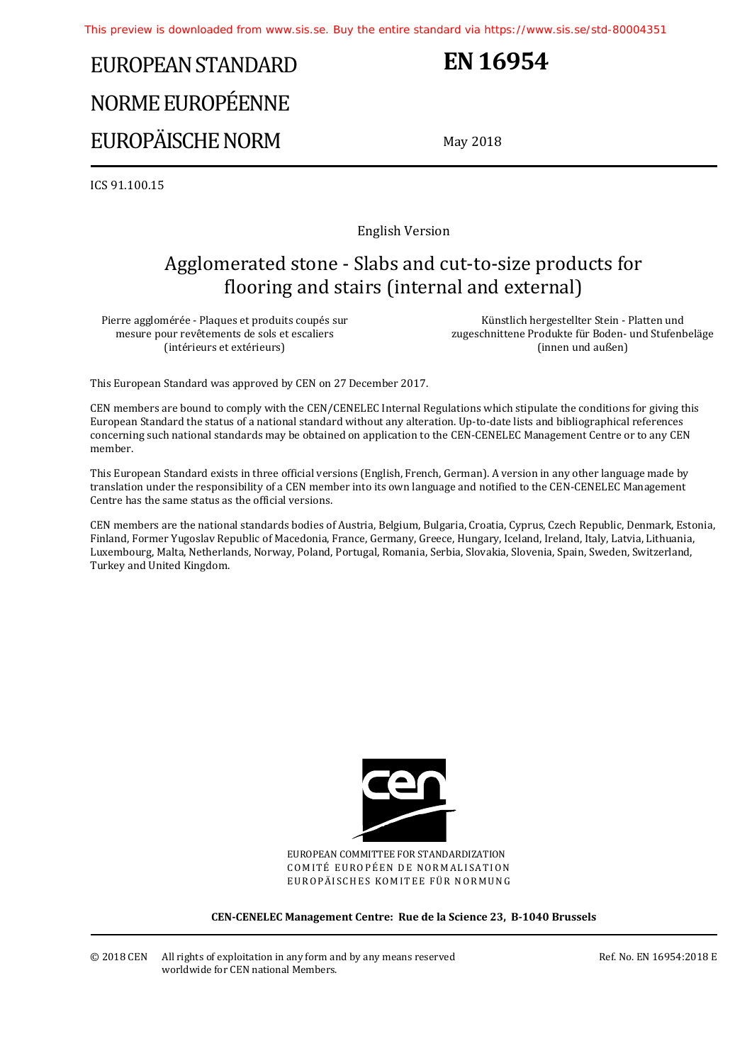# EUROPEAN STANDARD
# NORME EUROPÉENNE
# EUROPÄISCHE NORM

# EN 16954

May 2018

ICS 91.100.15

English Version

## Agglomerated stone - Slabs and cut-to-size products for flooring and stairs (internal and external)

Pierre agglomérée - Plaques et produits coupés sur mesure pour revêtements de sols et escaliers (intérieurs et extérieurs)

Künstlich hergestellter Stein - Platten und zugeschnittene Produkte für Boden- und Stufenbeläge (innen und außen)

This European Standard was approved by CEN on 27 December 2017.

CEN members are bound to comply with the CEN/CENELEC Internal Regulations which stipulate the conditions for giving this European Standard the status of a national standard without any alteration. Up-to-date lists and bibliographical references concerning such national standards may be obtained on application to the CEN-CENELEC Management Centre or to any CEN member.

This European Standard exists in three official versions (English, French, German). A version in any other language made by translation under the responsibility of a CEN member into its own language and notified to the CEN-CENELEC Management Centre has the same status as the official versions.

CEN members are the national standards bodies of Austria, Belgium, Bulgaria, Croatia, Cyprus, Czech Republic, Denmark, Estonia, Finland, Former Yugoslav Republic of Macedonia, France, Germany, Greece, Hungary, Iceland, Ireland, Italy, Latvia, Lithuania, Luxembourg, Malta, Netherlands, Norway, Poland, Portugal, Romania, Serbia, Slovakia, Slovenia, Spain, Sweden, Switzerland, Turkey and United Kingdom.

EUROPEAN COMMITTEE FOR STANDARDIZATION
COMITÉ EUROPÉEN DE NORMALISATION
EUROPÄISCHES KOMITEE FÜR NORMUNG

**CEN-CENELEC Management Centre: Rue de la Science 23, B-1040 Brussels**

© 2018 CEN All rights of exploitation in any form and by any means reserved worldwide for CEN national Members.

Ref. No. EN 16954:2018 E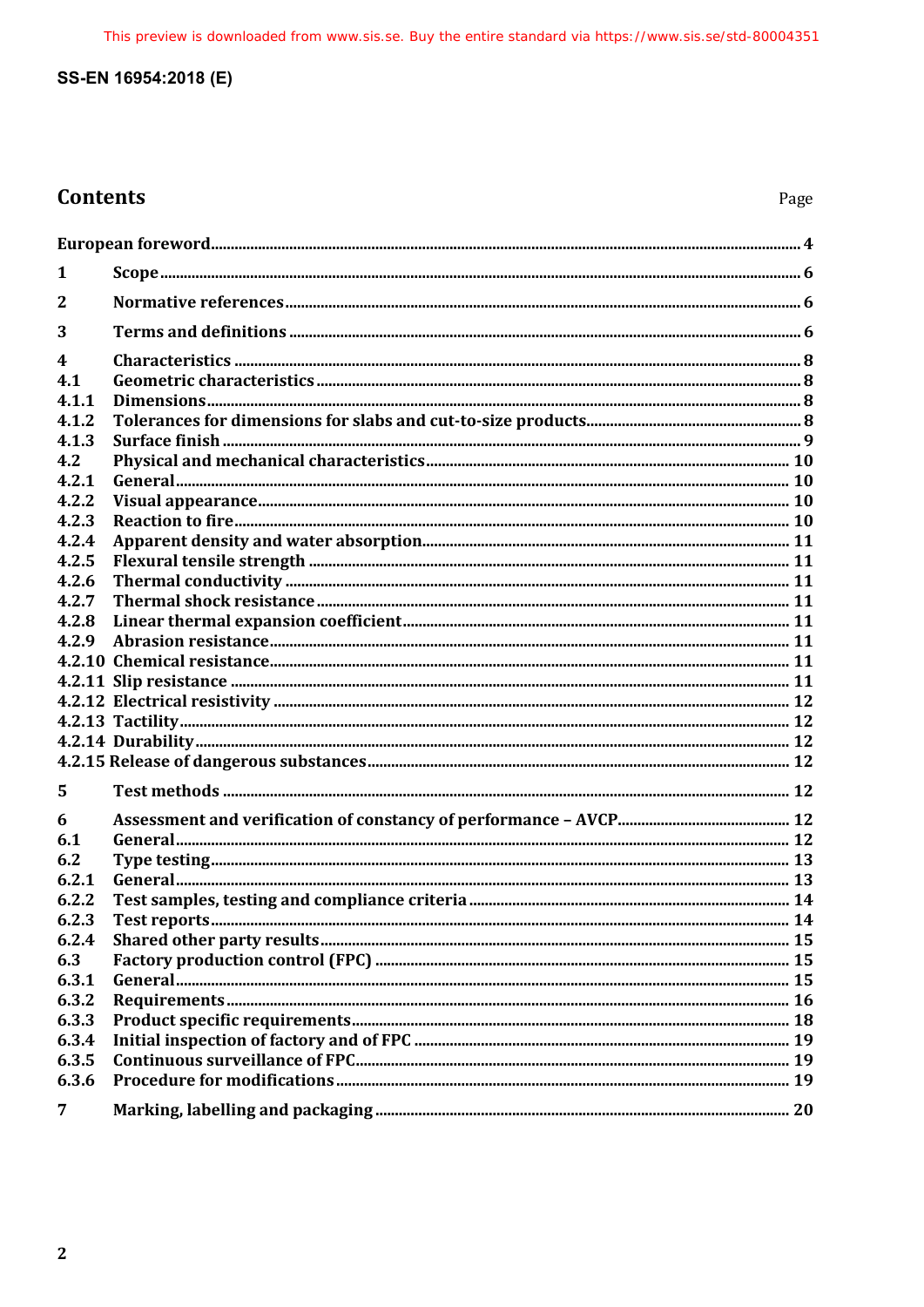## Contents

| | | Page |
|---|---|---|
| **European foreword** | | **4** |
| **1** | **Scope** | **6** |
| **2** | **Normative references** | **6** |
| **3** | **Terms and definitions** | **6** |
| **4** | **Characteristics** | **8** |
| **4.1** | **Geometric characteristics** | **8** |
| **4.1.1** | **Dimensions** | **8** |
| **4.1.2** | **Tolerances for dimensions for slabs and cut-to-size products** | **8** |
| **4.1.3** | **Surface finish** | **9** |
| **4.2** | **Physical and mechanical characteristics** | **10** |
| **4.2.1** | **General** | **10** |
| **4.2.2** | **Visual appearance** | **10** |
| **4.2.3** | **Reaction to fire** | **10** |
| **4.2.4** | **Apparent density and water absorption** | **11** |
| **4.2.5** | **Flexural tensile strength** | **11** |
| **4.2.6** | **Thermal conductivity** | **11** |
| **4.2.7** | **Thermal shock resistance** | **11** |
| **4.2.8** | **Linear thermal expansion coefficient** | **11** |
| **4.2.9** | **Abrasion resistance** | **11** |
| **4.2.10** | **Chemical resistance** | **11** |
| **4.2.11** | **Slip resistance** | **11** |
| **4.2.12** | **Electrical resistivity** | **12** |
| **4.2.13** | **Tactility** | **12** |
| **4.2.14** | **Durability** | **12** |
| **4.2.15** | **Release of dangerous substances** | **12** |
| **5** | **Test methods** | **12** |
| **6** | **Assessment and verification of constancy of performance – AVCP** | **12** |
| **6.1** | **General** | **12** |
| **6.2** | **Type testing** | **13** |
| **6.2.1** | **General** | **13** |
| **6.2.2** | **Test samples, testing and compliance criteria** | **14** |
| **6.2.3** | **Test reports** | **14** |
| **6.2.4** | **Shared other party results** | **15** |
| **6.3** | **Factory production control (FPC)** | **15** |
| **6.3.1** | **General** | **15** |
| **6.3.2** | **Requirements** | **16** |
| **6.3.3** | **Product specific requirements** | **18** |
| **6.3.4** | **Initial inspection of factory and of FPC** | **19** |
| **6.3.5** | **Continuous surveillance of FPC** | **19** |
| **6.3.6** | **Procedure for modifications** | **19** |
| **7** | **Marking, labelling and packaging** | **20** |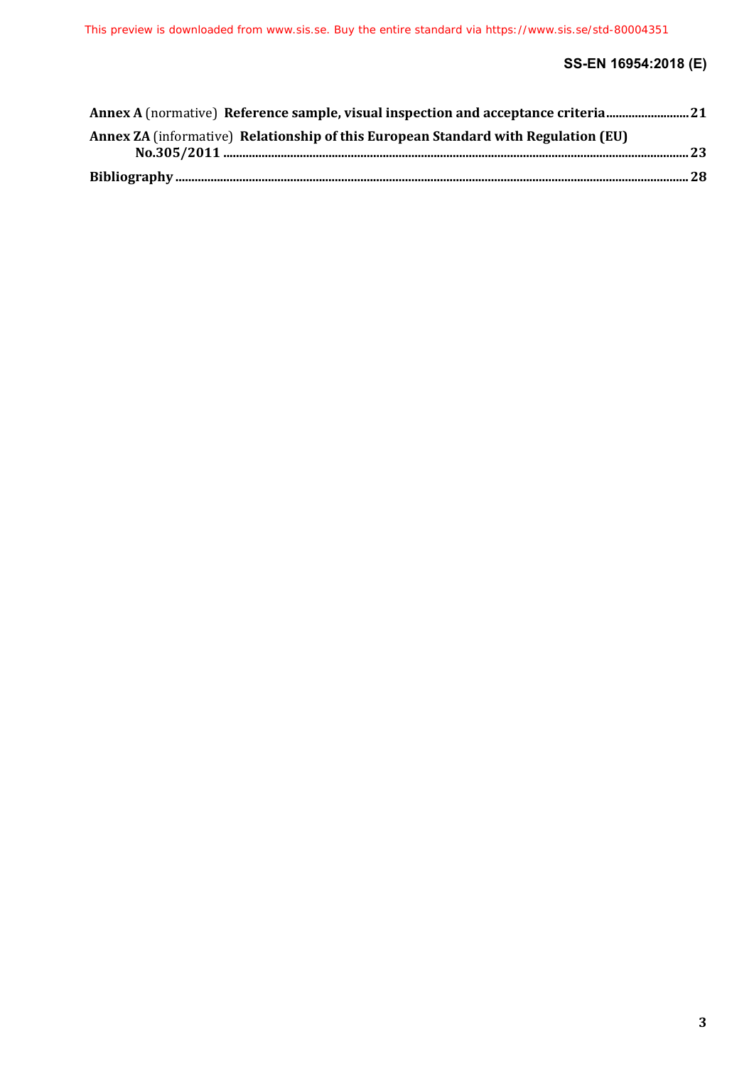**Annex A** (normative) **Reference sample, visual inspection and acceptance criteria** .......... 21

**Annex ZA** (informative) **Relationship of this European Standard with Regulation (EU) No.305/2011** .......... 23

**Bibliography** .......... 28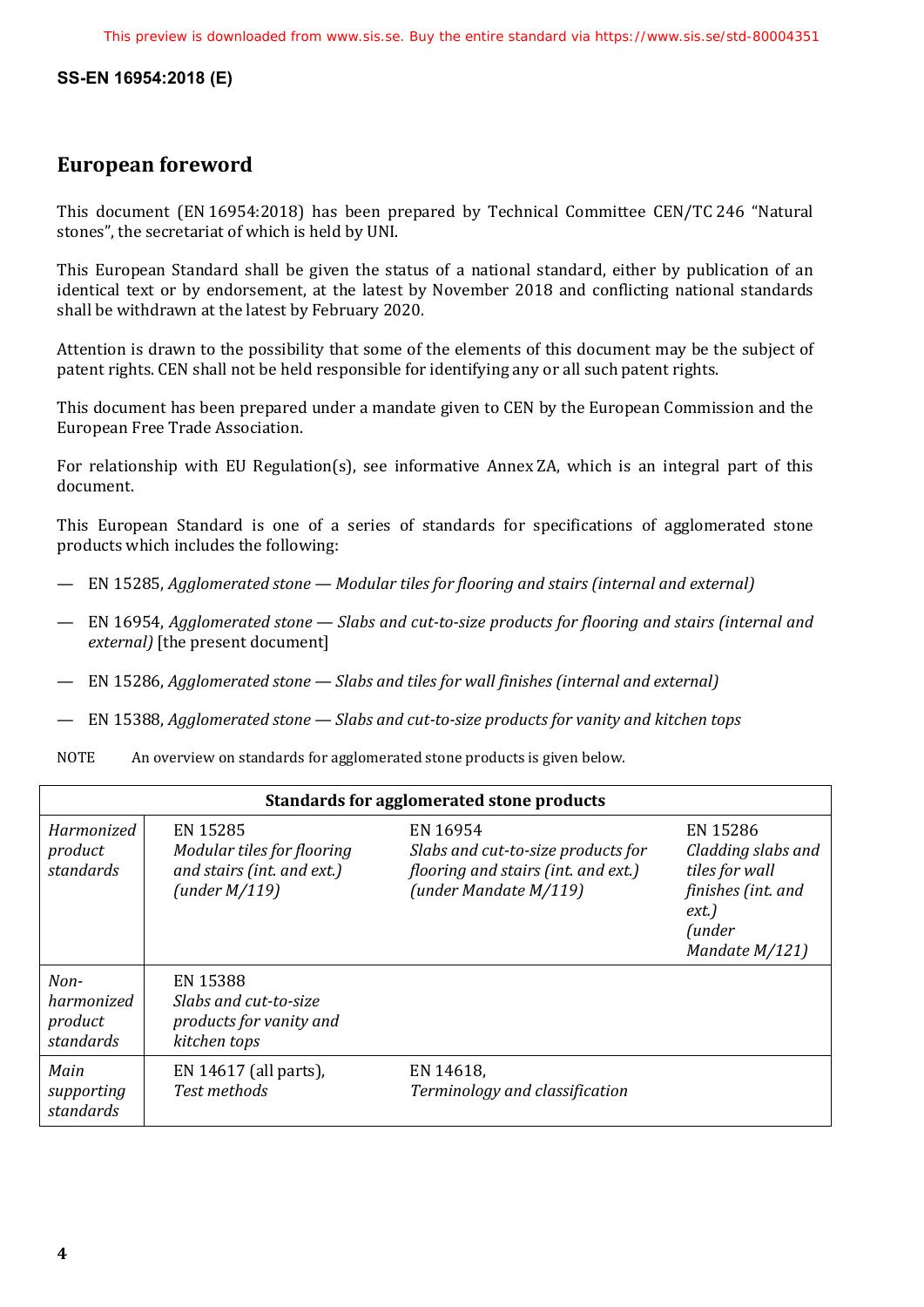## European foreword

This document (EN 16954:2018) has been prepared by Technical Committee CEN/TC 246 “Natural stones”, the secretariat of which is held by UNI.

This European Standard shall be given the status of a national standard, either by publication of an identical text or by endorsement, at the latest by November 2018 and conflicting national standards shall be withdrawn at the latest by February 2020.

Attention is drawn to the possibility that some of the elements of this document may be the subject of patent rights. CEN shall not be held responsible for identifying any or all such patent rights.

This document has been prepared under a mandate given to CEN by the European Commission and the European Free Trade Association.

For relationship with EU Regulation(s), see informative Annex ZA, which is an integral part of this document.

This European Standard is one of a series of standards for specifications of agglomerated stone products which includes the following:

— EN 15285, *Agglomerated stone — Modular tiles for flooring and stairs (internal and external)*

— EN 16954, *Agglomerated stone — Slabs and cut-to-size products for flooring and stairs (internal and external)* [the present document]

— EN 15286, *Agglomerated stone — Slabs and tiles for wall finishes (internal and external)*

— EN 15388, *Agglomerated stone — Slabs and cut-to-size products for vanity and kitchen tops*

NOTE An overview on standards for agglomerated stone products is given below.

| **Standards for agglomerated stone products** | | | |
|---|---|---|---|
| *Harmonized product standards* | EN 15285 *Modular tiles for flooring and stairs (int. and ext.) (under M/119)* | EN 16954 *Slabs and cut-to-size products for flooring and stairs (int. and ext.) (under Mandate M/119)* | EN 15286 *Cladding slabs and tiles for wall finishes (int. and ext.) (under Mandate M/121)* |
| *Non-harmonized product standards* | EN 15388 *Slabs and cut-to-size products for vanity and kitchen tops* | | |
| *Main supporting standards* | EN 14617 (all parts), *Test methods* | EN 14618, *Terminology and classification* | |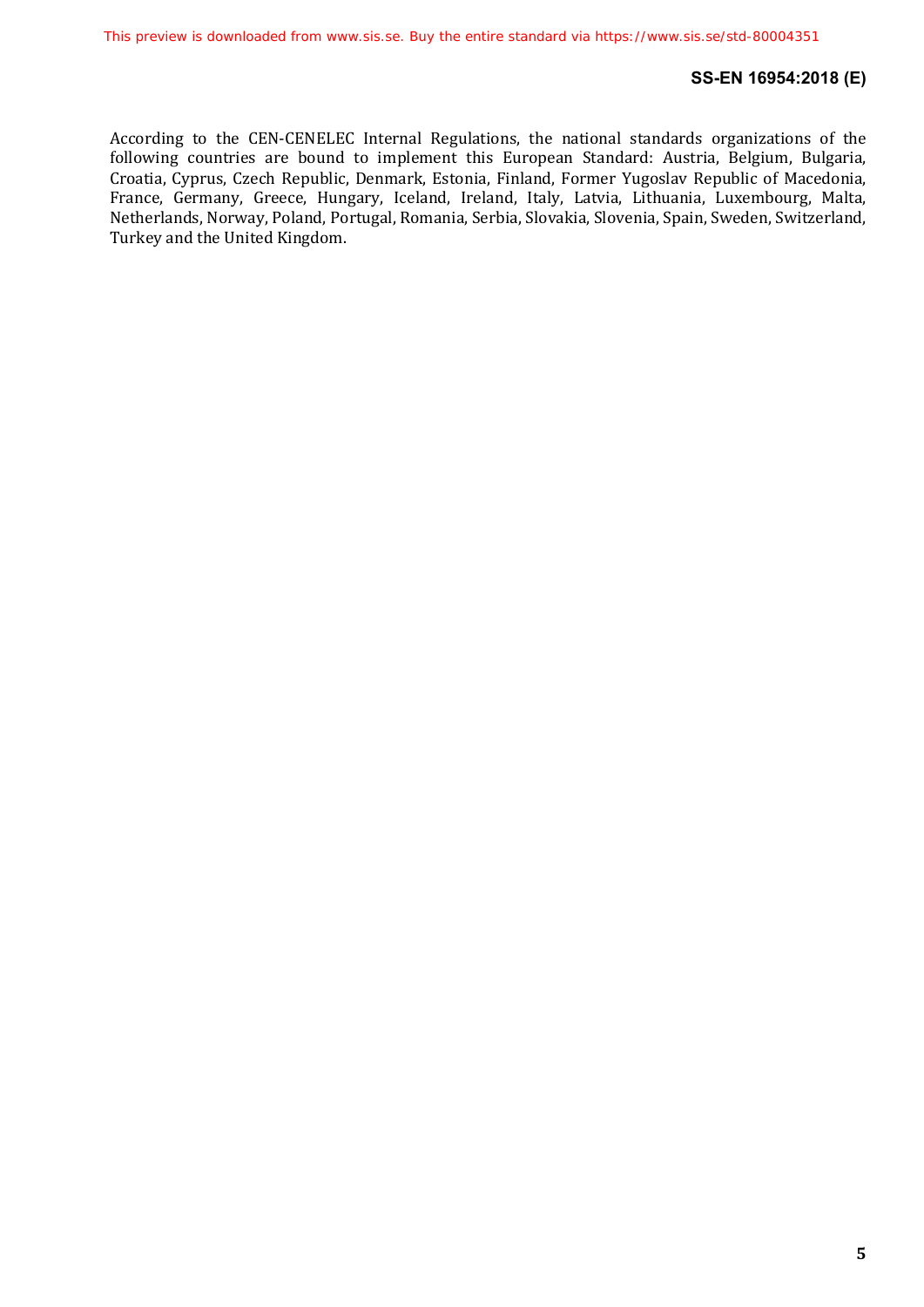According to the CEN-CENELEC Internal Regulations, the national standards organizations of the following countries are bound to implement this European Standard: Austria, Belgium, Bulgaria, Croatia, Cyprus, Czech Republic, Denmark, Estonia, Finland, Former Yugoslav Republic of Macedonia, France, Germany, Greece, Hungary, Iceland, Ireland, Italy, Latvia, Lithuania, Luxembourg, Malta, Netherlands, Norway, Poland, Portugal, Romania, Serbia, Slovakia, Slovenia, Spain, Sweden, Switzerland, Turkey and the United Kingdom.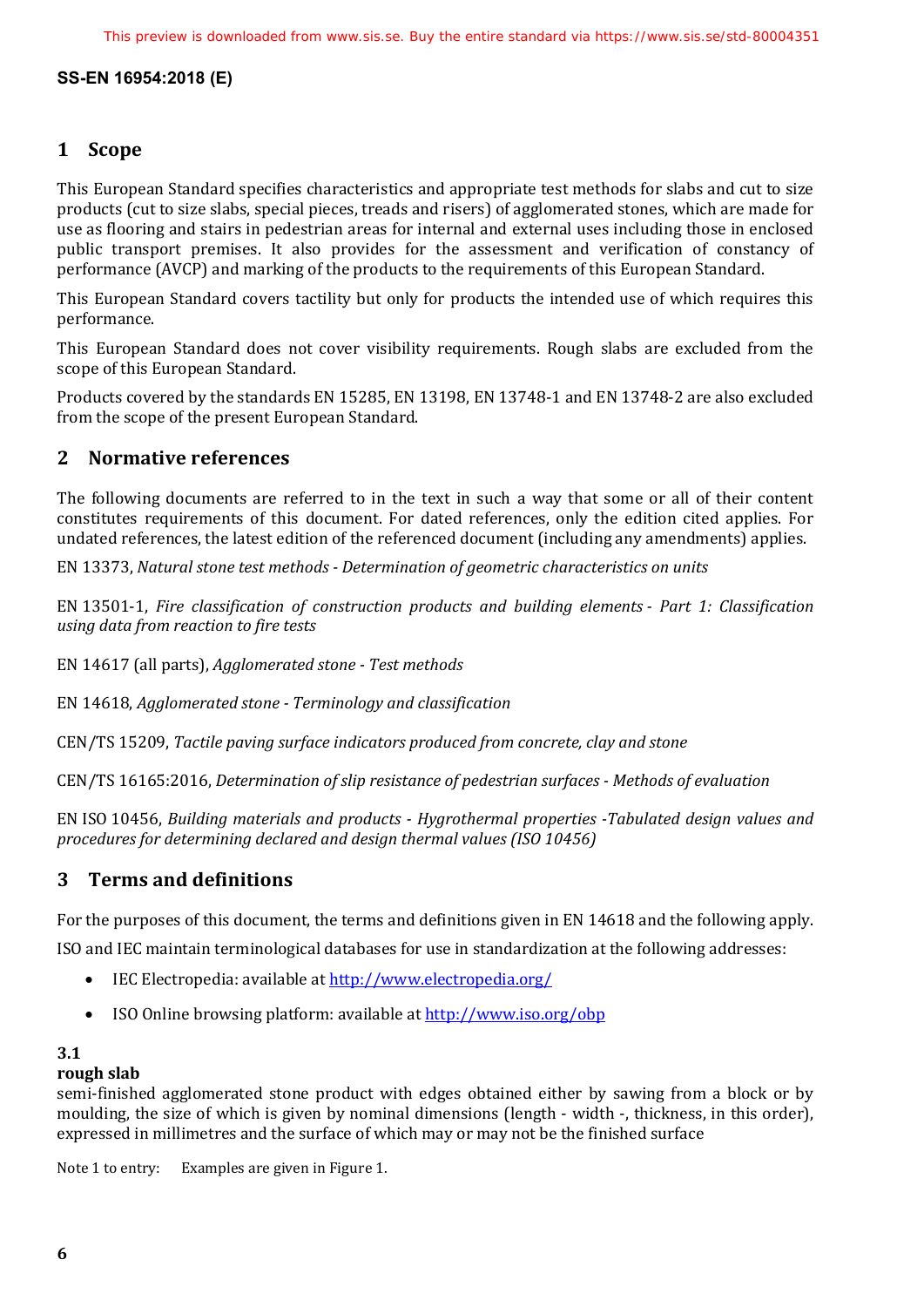## 1 Scope

This European Standard specifies characteristics and appropriate test methods for slabs and cut to size products (cut to size slabs, special pieces, treads and risers) of agglomerated stones, which are made for use as flooring and stairs in pedestrian areas for internal and external uses including those in enclosed public transport premises. It also provides for the assessment and verification of constancy of performance (AVCP) and marking of the products to the requirements of this European Standard.

This European Standard covers tactility but only for products the intended use of which requires this performance.

This European Standard does not cover visibility requirements. Rough slabs are excluded from the scope of this European Standard.

Products covered by the standards EN 15285, EN 13198, EN 13748-1 and EN 13748-2 are also excluded from the scope of the present European Standard.

## 2 Normative references

The following documents are referred to in the text in such a way that some or all of their content constitutes requirements of this document. For dated references, only the edition cited applies. For undated references, the latest edition of the referenced document (including any amendments) applies.

EN 13373, *Natural stone test methods - Determination of geometric characteristics on units*

EN 13501-1, *Fire classification of construction products and building elements - Part 1: Classification using data from reaction to fire tests*

EN 14617 (all parts), *Agglomerated stone - Test methods*

EN 14618, *Agglomerated stone - Terminology and classification*

CEN/TS 15209, *Tactile paving surface indicators produced from concrete, clay and stone*

CEN/TS 16165:2016, *Determination of slip resistance of pedestrian surfaces - Methods of evaluation*

EN ISO 10456, *Building materials and products - Hygrothermal properties -Tabulated design values and procedures for determining declared and design thermal values (ISO 10456)*

## 3 Terms and definitions

For the purposes of this document, the terms and definitions given in EN 14618 and the following apply.

ISO and IEC maintain terminological databases for use in standardization at the following addresses:

- IEC Electropedia: available at http://www.electropedia.org/
- ISO Online browsing platform: available at http://www.iso.org/obp

**3.1**
**rough slab**
semi-finished agglomerated stone product with edges obtained either by sawing from a block or by moulding, the size of which is given by nominal dimensions (length - width -, thickness, in this order), expressed in millimetres and the surface of which may or may not be the finished surface

Note 1 to entry: Examples are given in Figure 1.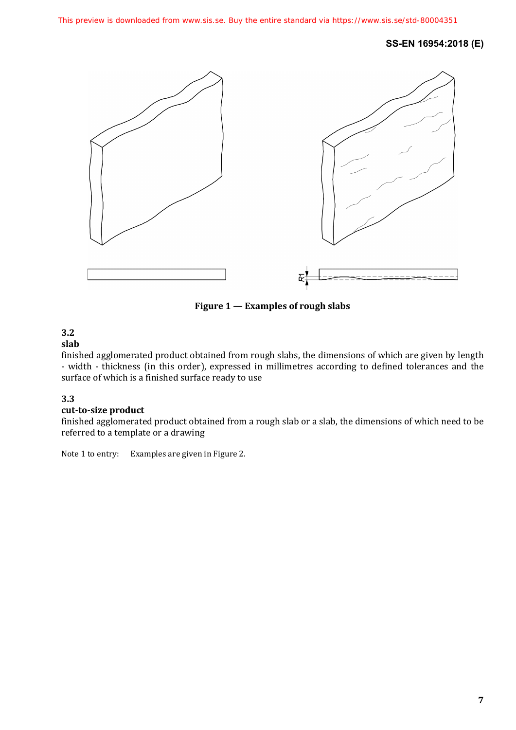R1

**Figure 1 — Examples of rough slabs**

**3.2**
**slab**
finished agglomerated product obtained from rough slabs, the dimensions of which are given by length - width - thickness (in this order), expressed in millimetres according to defined tolerances and the surface of which is a finished surface ready to use

**3.3**
**cut-to-size product**
finished agglomerated product obtained from a rough slab or a slab, the dimensions of which need to be referred to a template or a drawing

Note 1 to entry: Examples are given in Figure 2.